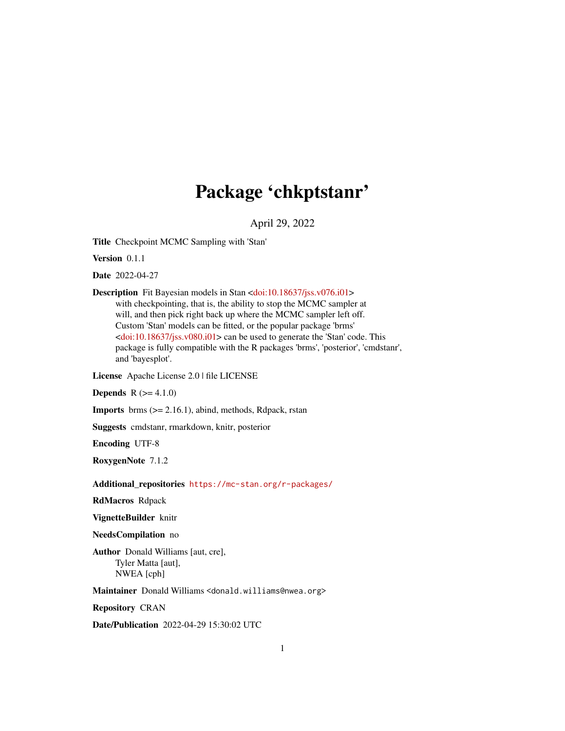# Package 'chkptstanr'

April 29, 2022

**Title** Checkpoint MCMC Sampling with 'Stan'

**Version** 0.1.1

**Date** 2022-04-27

**Description** Fit Bayesian models in Stan <doi:10.18637/jss.v076.i01> with checkpointing, that is, the ability to stop the MCMC sampler at will, and then pick right back up where the MCMC sampler left off. Custom 'Stan' models can be fitted, or the popular package 'brms' <doi:10.18637/jss.v080.i01> can be used to generate the 'Stan' code. This package is fully compatible with the R packages 'brms', 'posterior', 'cmdstanr', and 'bayesplot'.

**License** Apache License 2.0 | file LICENSE

**Depends** R (>= 4.1.0)

**Imports** brms (>= 2.16.1), abind, methods, Rdpack, rstan

**Suggests** cmdstanr, rmarkdown, knitr, posterior

**Encoding** UTF-8

**RoxygenNote** 7.1.2

**Additional_repositories** https://mc-stan.org/r-packages/

**RdMacros** Rdpack

**VignetteBuilder** knitr

**NeedsCompilation** no

**Author** Donald Williams [aut, cre],
Tyler Matta [aut],
NWEA [cph]

**Maintainer** Donald Williams <donald.williams@nwea.org>

**Repository** CRAN

**Date/Publication** 2022-04-29 15:30:02 UTC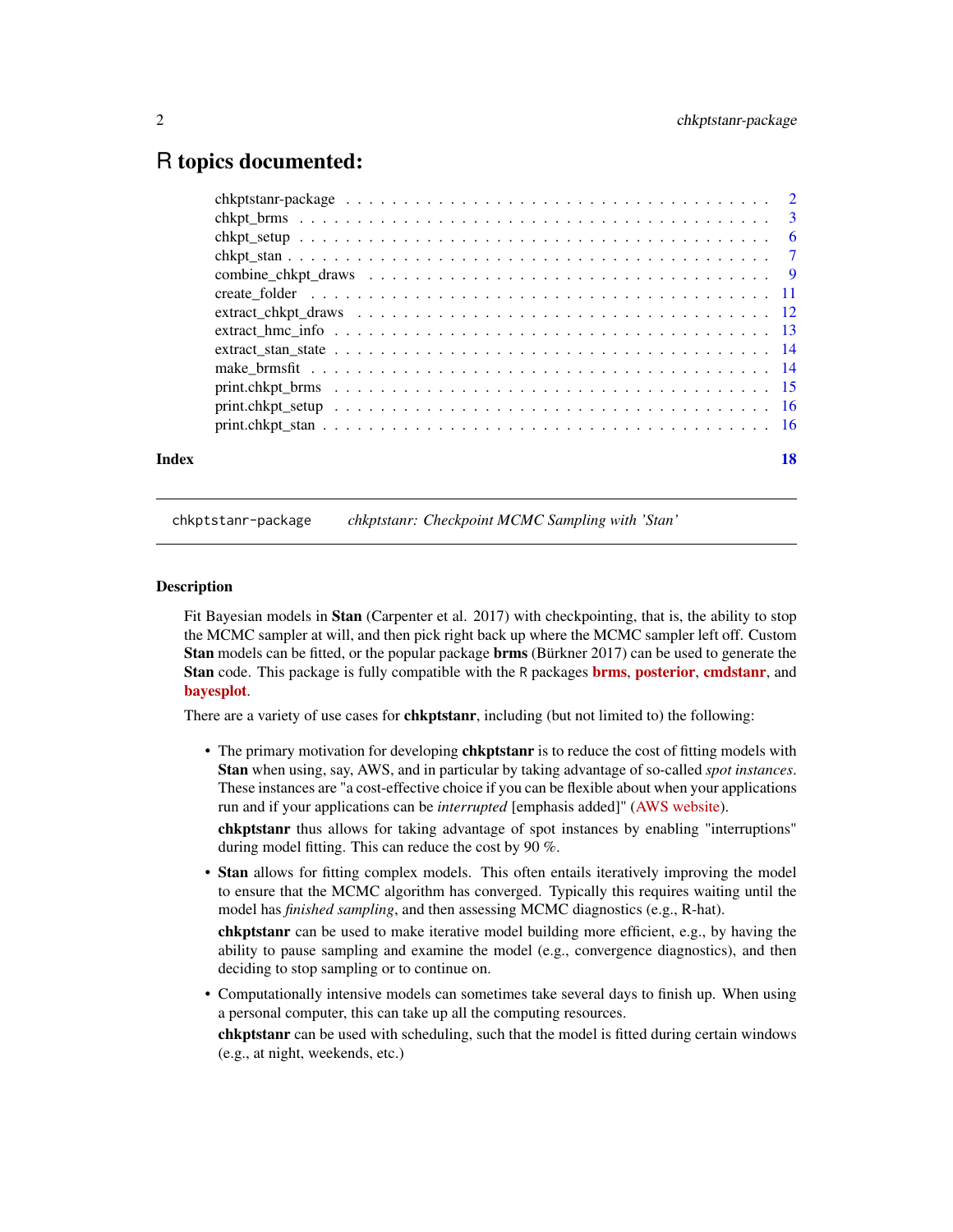# R topics documented:

chkptstanr-package . . . . . . . . . . . . . . . . . . . . . . . . . . . . . . . . . . . . 2
chkpt_brms . . . . . . . . . . . . . . . . . . . . . . . . . . . . . . . . . . . . . . . 3
chkpt_setup . . . . . . . . . . . . . . . . . . . . . . . . . . . . . . . . . . . . . . . 6
chkpt_stan . . . . . . . . . . . . . . . . . . . . . . . . . . . . . . . . . . . . . . . 7
combine_chkpt_draws . . . . . . . . . . . . . . . . . . . . . . . . . . . . . . . . . . 9
create_folder . . . . . . . . . . . . . . . . . . . . . . . . . . . . . . . . . . . . . 11
extract_chkpt_draws . . . . . . . . . . . . . . . . . . . . . . . . . . . . . . . . . . 12
extract_hmc_info . . . . . . . . . . . . . . . . . . . . . . . . . . . . . . . . . . . 13
extract_stan_state . . . . . . . . . . . . . . . . . . . . . . . . . . . . . . . . . . 14
make_brmsfit . . . . . . . . . . . . . . . . . . . . . . . . . . . . . . . . . . . . . 14
print.chkpt_brms . . . . . . . . . . . . . . . . . . . . . . . . . . . . . . . . . . . 15
print.chkpt_setup . . . . . . . . . . . . . . . . . . . . . . . . . . . . . . . . . . . 16
print.chkpt_stan . . . . . . . . . . . . . . . . . . . . . . . . . . . . . . . . . . . 16

**Index** 18

---

`chkptstanr-package` *chkptstanr: Checkpoint MCMC Sampling with 'Stan'*

---

## Description

Fit Bayesian models in **Stan** (Carpenter et al. 2017) with checkpointing, that is, the ability to stop the MCMC sampler at will, and then pick right back up where the MCMC sampler left off. Custom **Stan** models can be fitted, or the popular package **brms** (Bürkner 2017) can be used to generate the **Stan** code. This package is fully compatible with the R packages **brms**, **posterior**, **cmdstanr**, and **bayesplot**.

There are a variety of use cases for **chkptstanr**, including (but not limited to) the following:

- The primary motivation for developing **chkptstanr** is to reduce the cost of fitting models with **Stan** when using, say, AWS, and in particular by taking advantage of so-called *spot instances*. These instances are "a cost-effective choice if you can be flexible about when your applications run and if your applications can be *interrupted* [emphasis added]" (AWS website).

  **chkptstanr** thus allows for taking advantage of spot instances by enabling "interruptions" during model fitting. This can reduce the cost by 90 %.

- **Stan** allows for fitting complex models. This often entails iteratively improving the model to ensure that the MCMC algorithm has converged. Typically this requires waiting until the model has *finished sampling*, and then assessing MCMC diagnostics (e.g., R-hat).

  **chkptstanr** can be used to make iterative model building more efficient, e.g., by having the ability to pause sampling and examine the model (e.g., convergence diagnostics), and then deciding to stop sampling or to continue on.

- Computationally intensive models can sometimes take several days to finish up. When using a personal computer, this can take up all the computing resources.

  **chkptstanr** can be used with scheduling, such that the model is fitted during certain windows (e.g., at night, weekends, etc.)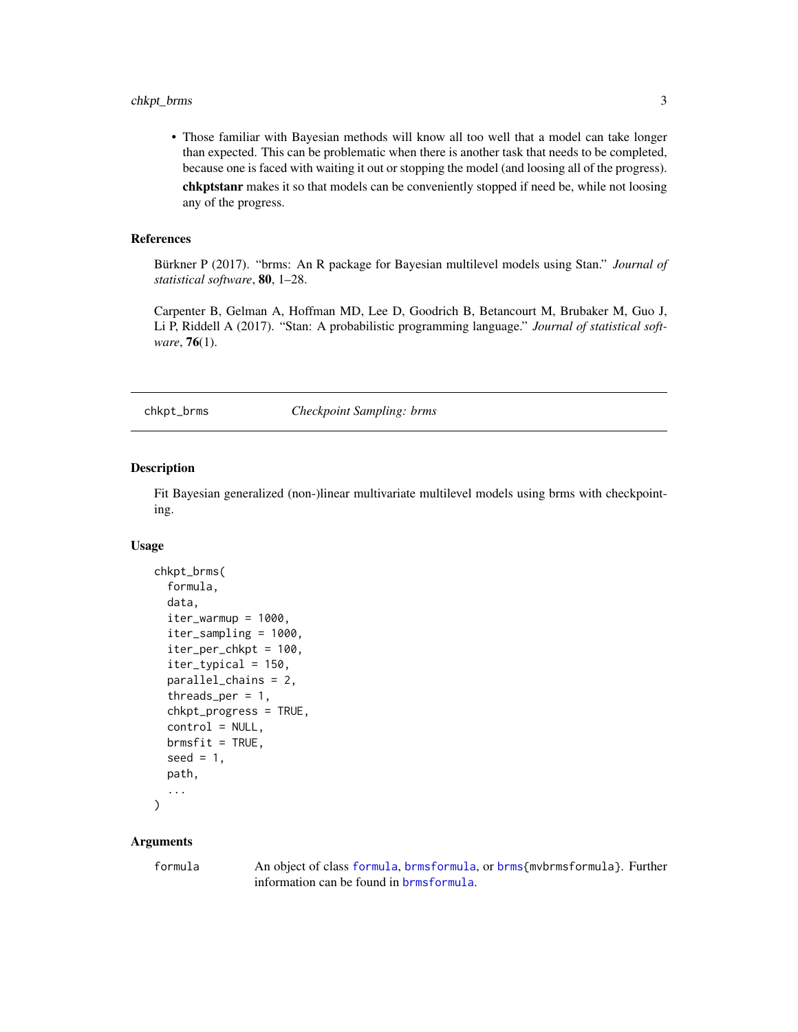- Those familiar with Bayesian methods will know all too well that a model can take longer than expected. This can be problematic when there is another task that needs to be completed, because one is faced with waiting it out or stopping the model (and loosing all of the progress).

  **chkptstanr** makes it so that models can be conveniently stopped if need be, while not loosing any of the progress.

### References

Bürkner P (2017). "brms: An R package for Bayesian multilevel models using Stan." *Journal of statistical software*, **80**, 1–28.

Carpenter B, Gelman A, Hoffman MD, Lee D, Goodrich B, Betancourt M, Brubaker M, Guo J, Li P, Riddell A (2017). "Stan: A probabilistic programming language." *Journal of statistical software*, **76**(1).

---

## chkpt_brms — *Checkpoint Sampling: brms*

### Description

Fit Bayesian generalized (non-)linear multivariate multilevel models using brms with checkpointing.

### Usage

```
chkpt_brms(
  formula,
  data,
  iter_warmup = 1000,
  iter_sampling = 1000,
  iter_per_chkpt = 100,
  iter_typical = 150,
  parallel_chains = 2,
  threads_per = 1,
  chkpt_progress = TRUE,
  control = NULL,
  brmsfit = TRUE,
  seed = 1,
  path,
  ...
)
```

### Arguments

| | |
|---|---|
| `formula` | An object of class `formula`, `brmsformula`, or `brms`{mvbrmsformula}. Further information can be found in `brmsformula`. |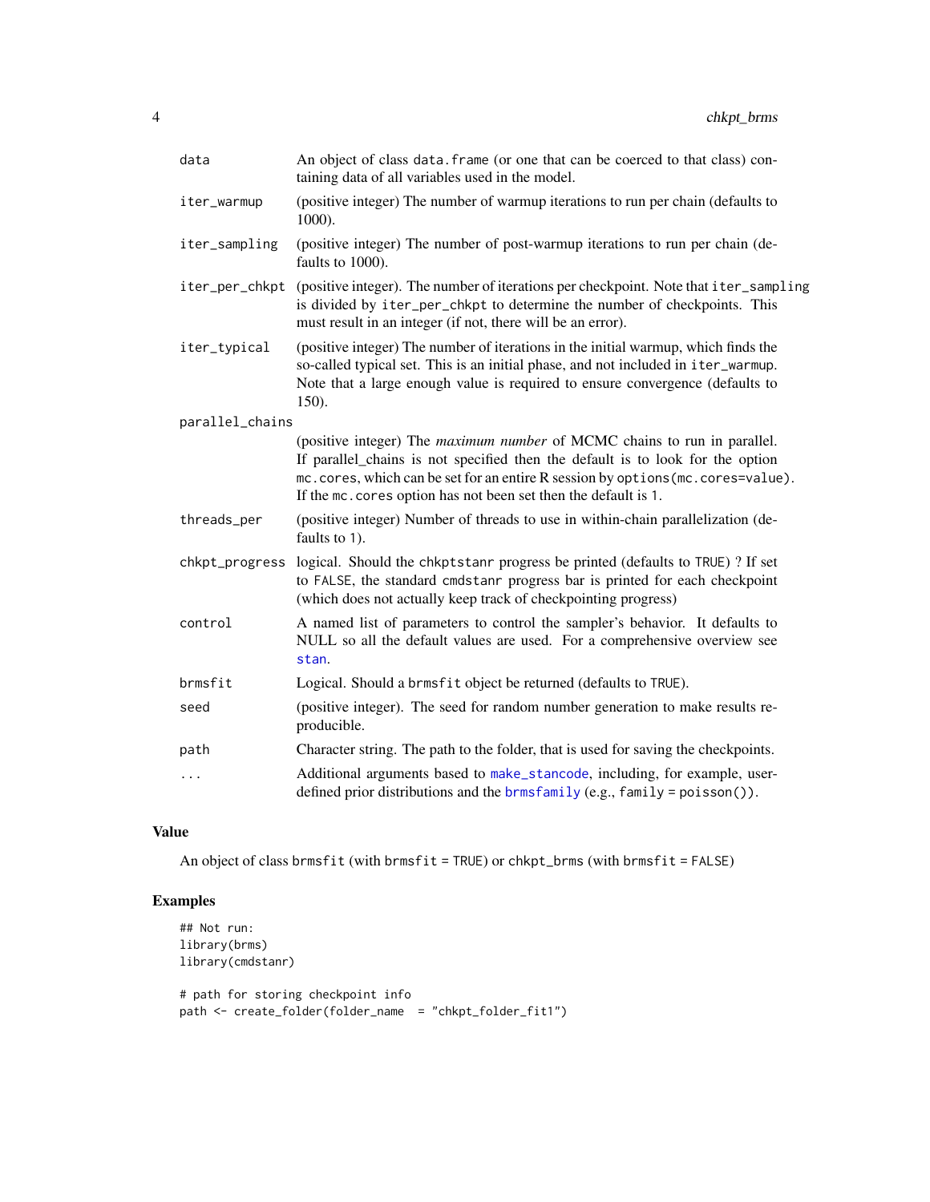| | |
|---|---|
| data | An object of class data.frame (or one that can be coerced to that class) containing data of all variables used in the model. |
| iter_warmup | (positive integer) The number of warmup iterations to run per chain (defaults to 1000). |
| iter_sampling | (positive integer) The number of post-warmup iterations to run per chain (defaults to 1000). |
| iter_per_chkpt | (positive integer). The number of iterations per checkpoint. Note that iter_sampling is divided by iter_per_chkpt to determine the number of checkpoints. This must result in an integer (if not, there will be an error). |
| iter_typical | (positive integer) The number of iterations in the initial warmup, which finds the so-called typical set. This is an initial phase, and not included in iter_warmup. Note that a large enough value is required to ensure convergence (defaults to 150). |
| parallel_chains | (positive integer) The *maximum number* of MCMC chains to run in parallel. If parallel_chains is not specified then the default is to look for the option mc.cores, which can be set for an entire R session by options(mc.cores=value). If the mc.cores option has not been set then the default is 1. |
| threads_per | (positive integer) Number of threads to use in within-chain parallelization (defaults to 1). |
| chkpt_progress | logical. Should the chkptstanr progress be printed (defaults to TRUE) ? If set to FALSE, the standard cmdstanr progress bar is printed for each checkpoint (which does not actually keep track of checkpointing progress) |
| control | A named list of parameters to control the sampler's behavior. It defaults to NULL so all the default values are used. For a comprehensive overview see stan. |
| brmsfit | Logical. Should a brmsfit object be returned (defaults to TRUE). |
| seed | (positive integer). The seed for random number generation to make results reproducible. |
| path | Character string. The path to the folder, that is used for saving the checkpoints. |
| ... | Additional arguments based to make_stancode, including, for example, user-defined prior distributions and the brmsfamily (e.g., family = poisson()). |

## Value

An object of class brmsfit (with brmsfit = TRUE) or chkpt_brms (with brmsfit = FALSE)

## Examples

```
## Not run:
library(brms)
library(cmdstanr)

# path for storing checkpoint info
path <- create_folder(folder_name  = "chkpt_folder_fit1")
```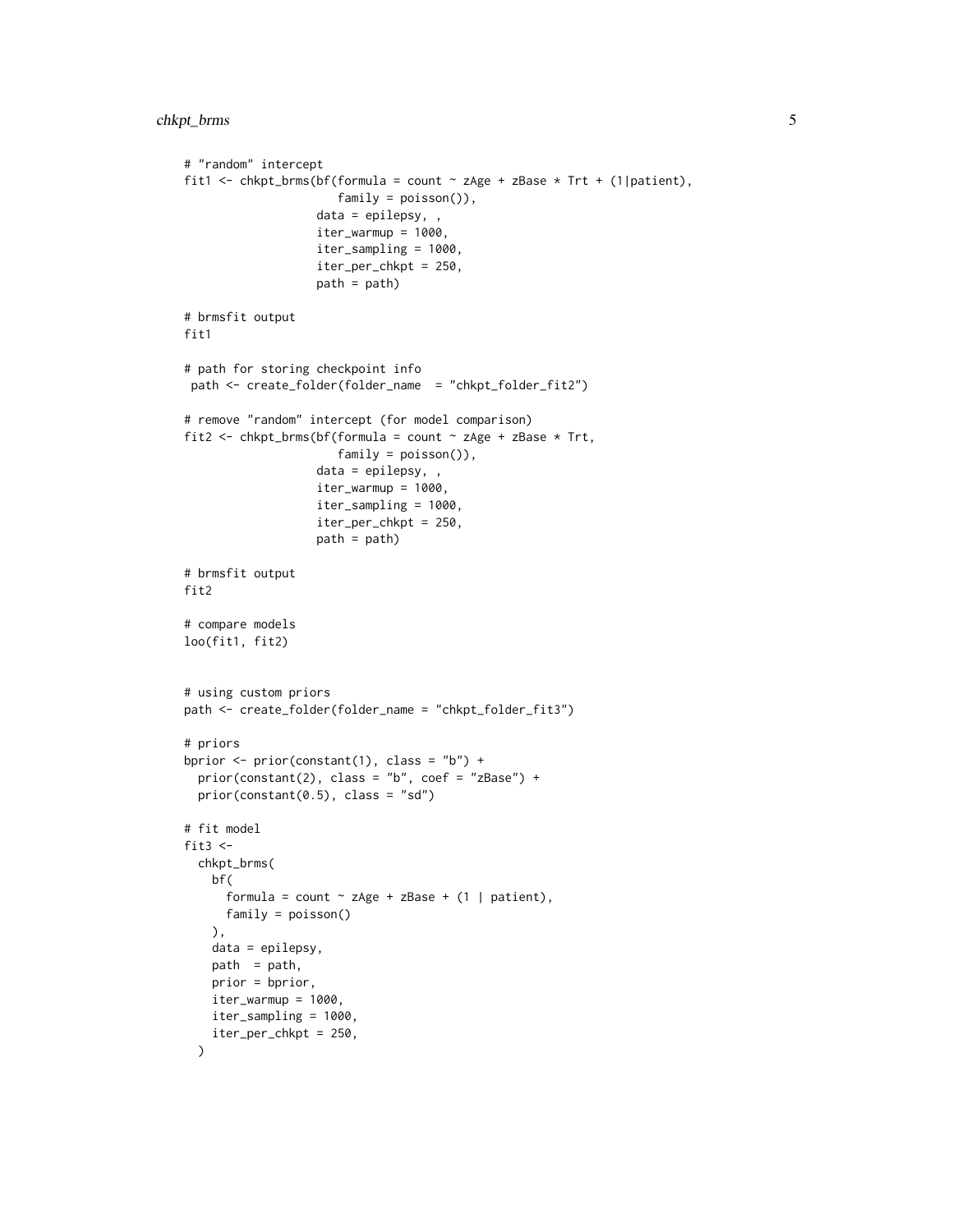```
# "random" intercept
fit1 <- chkpt_brms(bf(formula = count ~ zAge + zBase * Trt + (1|patient),
                      family = poisson()),
                   data = epilepsy, ,
                   iter_warmup = 1000,
                   iter_sampling = 1000,
                   iter_per_chkpt = 250,
                   path = path)

# brmsfit output
fit1

# path for storing checkpoint info
 path <- create_folder(folder_name  = "chkpt_folder_fit2")

# remove "random" intercept (for model comparison)
fit2 <- chkpt_brms(bf(formula = count ~ zAge + zBase * Trt,
                      family = poisson()),
                   data = epilepsy, ,
                   iter_warmup = 1000,
                   iter_sampling = 1000,
                   iter_per_chkpt = 250,
                   path = path)

# brmsfit output
fit2

# compare models
loo(fit1, fit2)


# using custom priors
path <- create_folder(folder_name = "chkpt_folder_fit3")

# priors
bprior <- prior(constant(1), class = "b") +
  prior(constant(2), class = "b", coef = "zBase") +
  prior(constant(0.5), class = "sd")

# fit model
fit3 <-
  chkpt_brms(
    bf(
      formula = count ~ zAge + zBase + (1 | patient),
      family = poisson()
    ),
    data = epilepsy,
    path  = path,
    prior = bprior,
    iter_warmup = 1000,
    iter_sampling = 1000,
    iter_per_chkpt = 250,
  )
```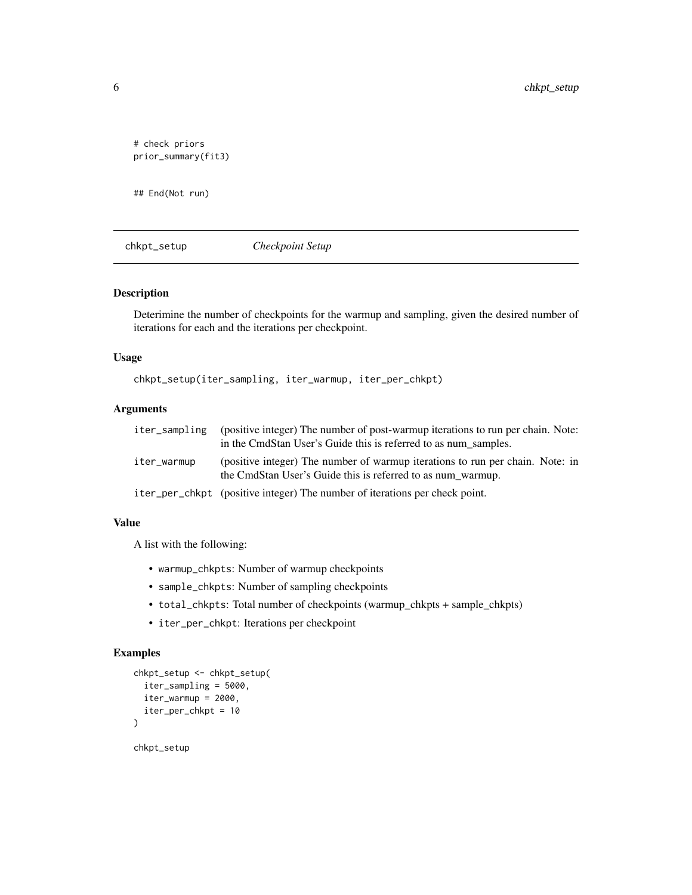```
# check priors
prior_summary(fit3)

## End(Not run)
```

## chkpt_setup *Checkpoint Setup*

### Description

Deterimine the number of checkpoints for the warmup and sampling, given the desired number of iterations for each and the iterations per checkpoint.

### Usage

```
chkpt_setup(iter_sampling, iter_warmup, iter_per_chkpt)
```

### Arguments

| | |
|---|---|
| iter_sampling | (positive integer) The number of post-warmup iterations to run per chain. Note: in the CmdStan User's Guide this is referred to as num_samples. |
| iter_warmup | (positive integer) The number of warmup iterations to run per chain. Note: in the CmdStan User's Guide this is referred to as num_warmup. |
| iter_per_chkpt | (positive integer) The number of iterations per check point. |

### Value

A list with the following:

- `warmup_chkpts`: Number of warmup checkpoints
- `sample_chkpts`: Number of sampling checkpoints
- `total_chkpts`: Total number of checkpoints (warmup_chkpts + sample_chkpts)
- `iter_per_chkpt`: Iterations per checkpoint

### Examples

```
chkpt_setup <- chkpt_setup(
  iter_sampling = 5000,
  iter_warmup = 2000,
  iter_per_chkpt = 10
)

chkpt_setup
```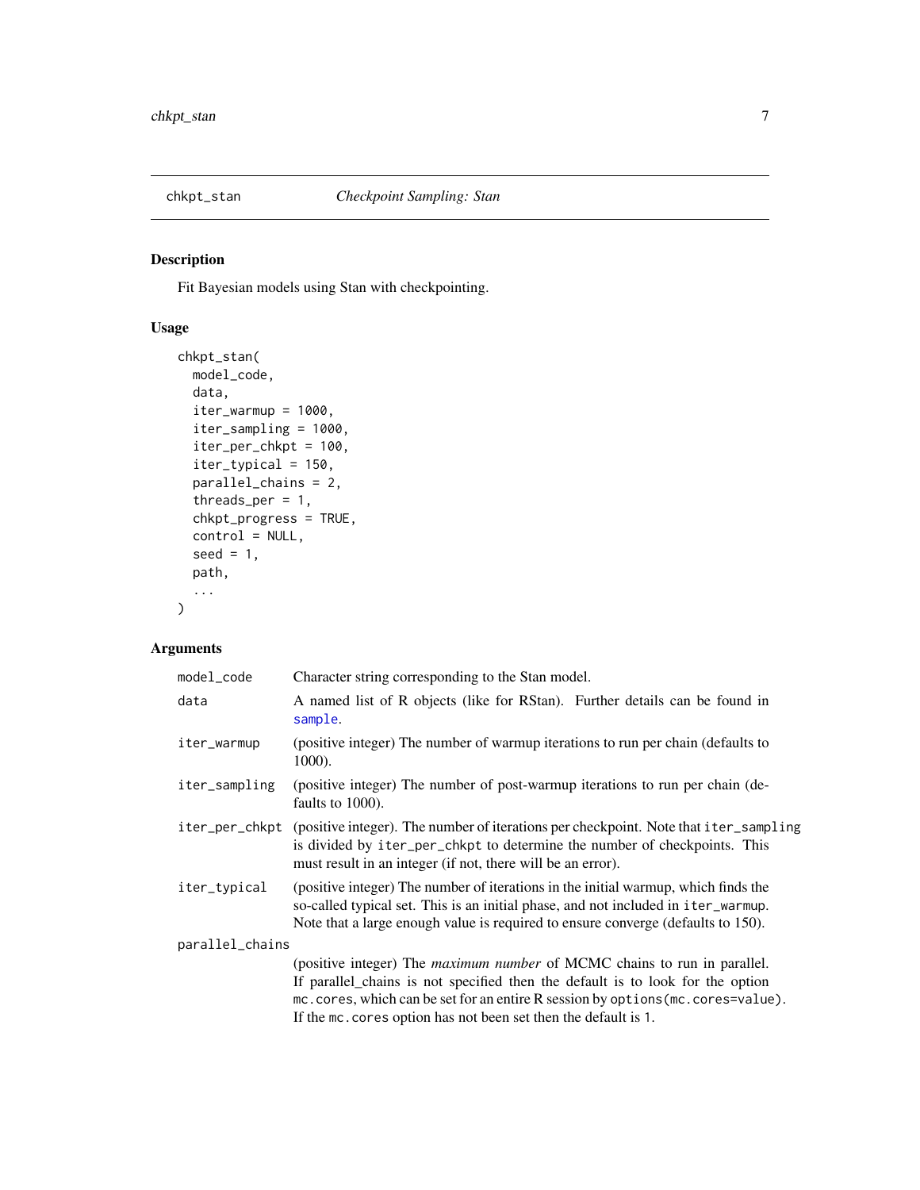chkpt_stan *Checkpoint Sampling: Stan*

## Description

Fit Bayesian models using Stan with checkpointing.

## Usage

```
chkpt_stan(
  model_code,
  data,
  iter_warmup = 1000,
  iter_sampling = 1000,
  iter_per_chkpt = 100,
  iter_typical = 150,
  parallel_chains = 2,
  threads_per = 1,
  chkpt_progress = TRUE,
  control = NULL,
  seed = 1,
  path,
  ...
)
```

## Arguments

| | |
|---|---|
| `model_code` | Character string corresponding to the Stan model. |
| `data` | A named list of R objects (like for RStan). Further details can be found in `sample`. |
| `iter_warmup` | (positive integer) The number of warmup iterations to run per chain (defaults to 1000). |
| `iter_sampling` | (positive integer) The number of post-warmup iterations to run per chain (defaults to 1000). |
| `iter_per_chkpt` | (positive integer). The number of iterations per checkpoint. Note that `iter_sampling` is divided by `iter_per_chkpt` to determine the number of checkpoints. This must result in an integer (if not, there will be an error). |
| `iter_typical` | (positive integer) The number of iterations in the initial warmup, which finds the so-called typical set. This is an initial phase, and not included in `iter_warmup`. Note that a large enough value is required to ensure converge (defaults to 150). |
| `parallel_chains` | (positive integer) The *maximum number* of MCMC chains to run in parallel. If parallel_chains is not specified then the default is to look for the option `mc.cores`, which can be set for an entire R session by `options(mc.cores=value)`. If the `mc.cores` option has not been set then the default is `1`. |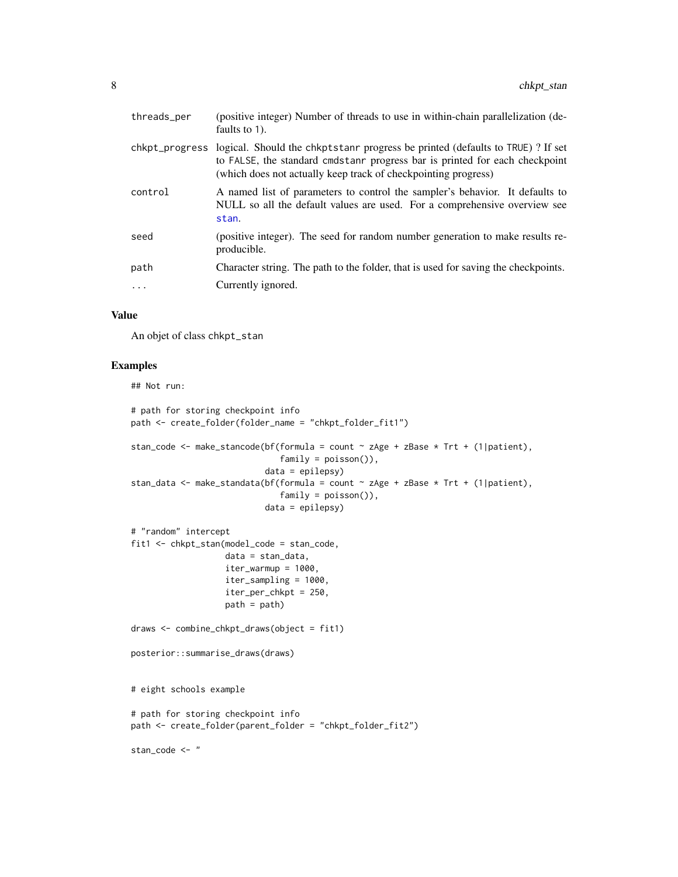| | |
|---|---|
| threads_per | (positive integer) Number of threads to use in within-chain parallelization (defaults to 1). |
| chkpt_progress | logical. Should the chkptstanr progress be printed (defaults to TRUE) ? If set to FALSE, the standard cmdstanr progress bar is printed for each checkpoint (which does not actually keep track of checkpointing progress) |
| control | A named list of parameters to control the sampler's behavior. It defaults to NULL so all the default values are used. For a comprehensive overview see stan. |
| seed | (positive integer). The seed for random number generation to make results reproducible. |
| path | Character string. The path to the folder, that is used for saving the checkpoints. |
| ... | Currently ignored. |

## Value

An objet of class chkpt_stan

## Examples

```
## Not run:

# path for storing checkpoint info
path <- create_folder(folder_name = "chkpt_folder_fit1")

stan_code <- make_stancode(bf(formula = count ~ zAge + zBase * Trt + (1|patient),
                              family = poisson()),
                           data = epilepsy)
stan_data <- make_standata(bf(formula = count ~ zAge + zBase * Trt + (1|patient),
                              family = poisson()),
                           data = epilepsy)

# "random" intercept
fit1 <- chkpt_stan(model_code = stan_code,
                   data = stan_data,
                   iter_warmup = 1000,
                   iter_sampling = 1000,
                   iter_per_chkpt = 250,
                   path = path)

draws <- combine_chkpt_draws(object = fit1)

posterior::summarise_draws(draws)


# eight schools example

# path for storing checkpoint info
path <- create_folder(parent_folder = "chkpt_folder_fit2")

stan_code <- "
```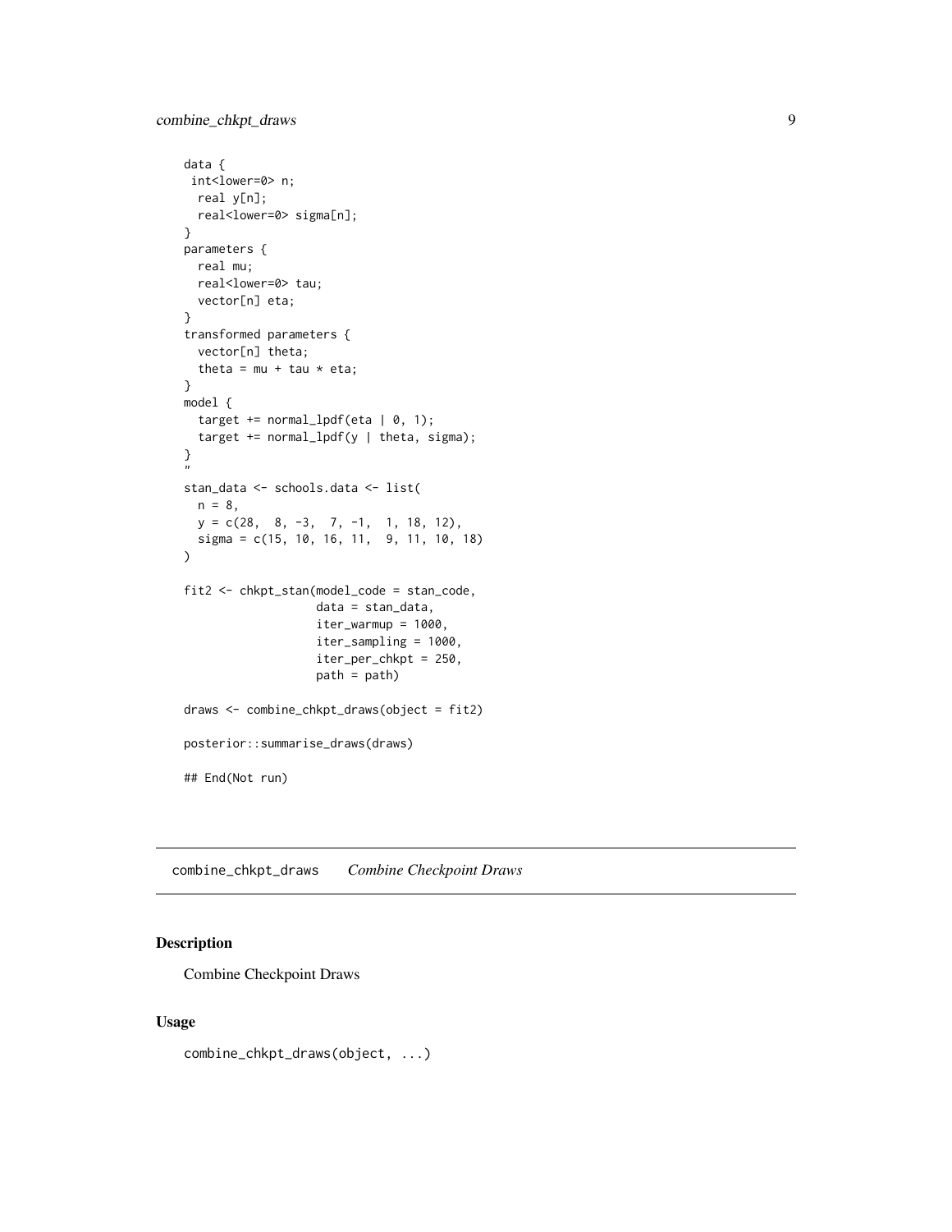```
data {
 int<lower=0> n;
  real y[n];
  real<lower=0> sigma[n];
}
parameters {
  real mu;
  real<lower=0> tau;
  vector[n] eta;
}
transformed parameters {
  vector[n] theta;
  theta = mu + tau * eta;
}
model {
  target += normal_lpdf(eta | 0, 1);
  target += normal_lpdf(y | theta, sigma);
}
"
stan_data <- schools.data <- list(
  n = 8,
  y = c(28,  8, -3,  7, -1,  1, 18, 12),
  sigma = c(15, 10, 16, 11,  9, 11, 10, 18)
)

fit2 <- chkpt_stan(model_code = stan_code,
                   data = stan_data,
                   iter_warmup = 1000,
                   iter_sampling = 1000,
                   iter_per_chkpt = 250,
                   path = path)

draws <- combine_chkpt_draws(object = fit2)

posterior::summarise_draws(draws)

## End(Not run)
```

---

combine_chkpt_draws *Combine Checkpoint Draws*

---

## Description

Combine Checkpoint Draws

## Usage

```
combine_chkpt_draws(object, ...)
```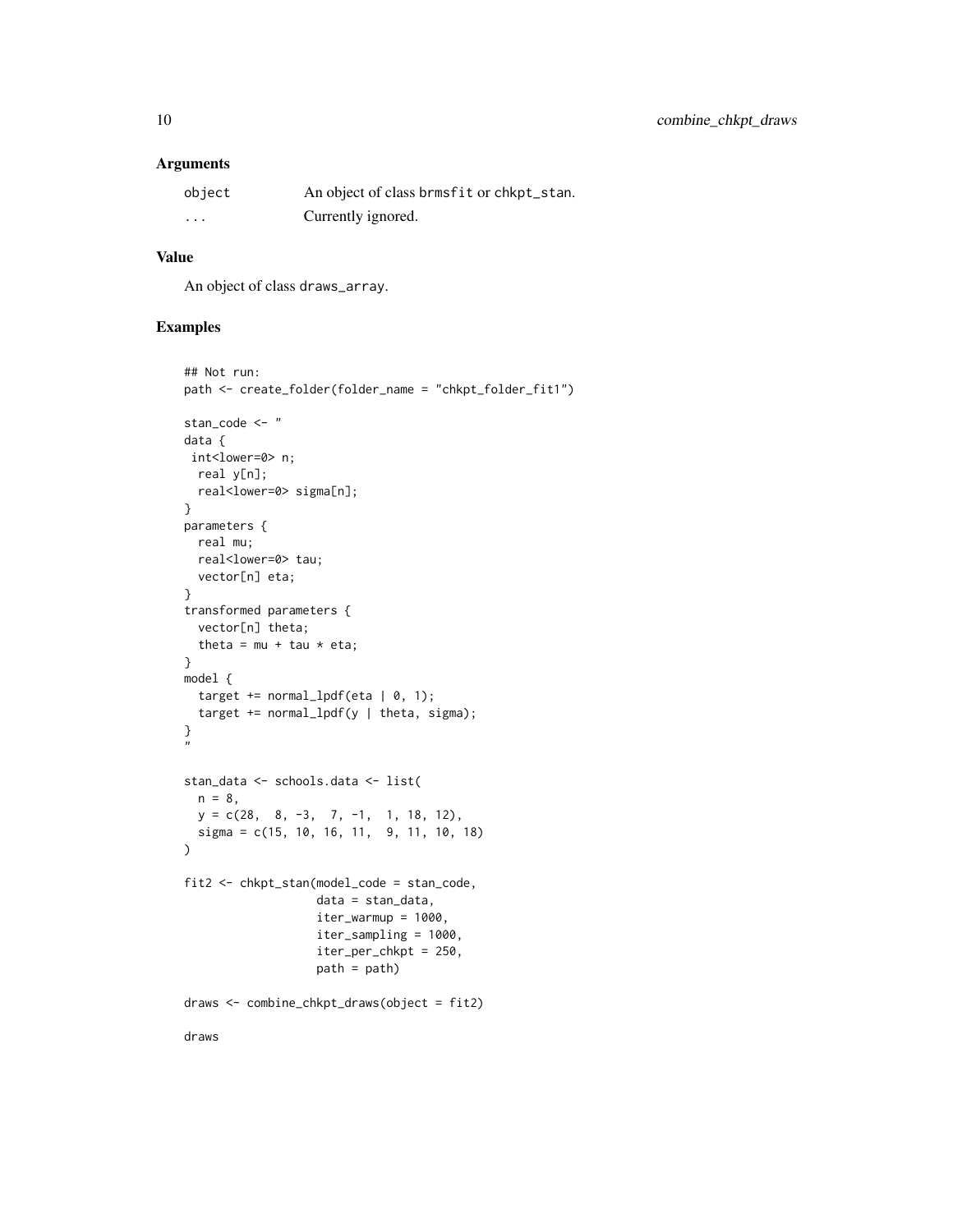### Arguments

| | |
|---|---|
| `object` | An object of class `brmsfit` or `chkpt_stan`. |
| `...` | Currently ignored. |

### Value

An object of class `draws_array`.

### Examples

```
## Not run:
path <- create_folder(folder_name = "chkpt_folder_fit1")

stan_code <- "
data {
 int<lower=0> n;
  real y[n];
  real<lower=0> sigma[n];
}
parameters {
  real mu;
  real<lower=0> tau;
  vector[n] eta;
}
transformed parameters {
  vector[n] theta;
  theta = mu + tau * eta;
}
model {
  target += normal_lpdf(eta | 0, 1);
  target += normal_lpdf(y | theta, sigma);
}
"

stan_data <- schools.data <- list(
  n = 8,
  y = c(28,  8, -3,  7, -1,  1, 18, 12),
  sigma = c(15, 10, 16, 11,  9, 11, 10, 18)
)

fit2 <- chkpt_stan(model_code = stan_code,
                   data = stan_data,
                   iter_warmup = 1000,
                   iter_sampling = 1000,
                   iter_per_chkpt = 250,
                   path = path)

draws <- combine_chkpt_draws(object = fit2)

draws
```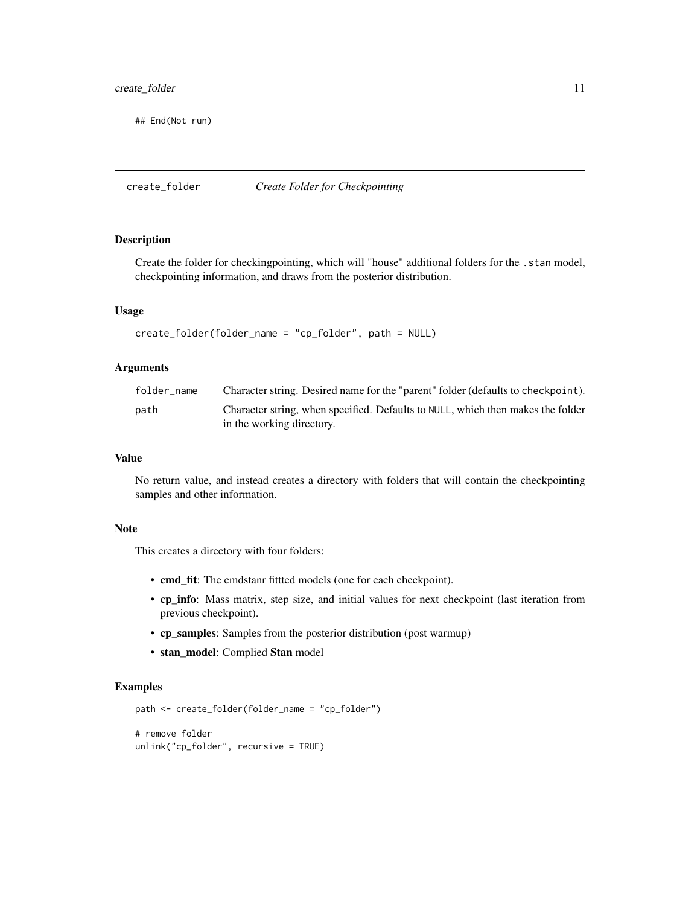```
## End(Not run)
```

## create_folder *Create Folder for Checkpointing*

### Description

Create the folder for checkingpointing, which will "house" additional folders for the `.stan` model, checkpointing information, and draws from the posterior distribution.

### Usage

```
create_folder(folder_name = "cp_folder", path = NULL)
```

### Arguments

| | |
|---|---|
| `folder_name` | Character string. Desired name for the "parent" folder (defaults to `checkpoint`). |
| `path` | Character string, when specified. Defaults to `NULL`, which then makes the folder in the working directory. |

### Value

No return value, and instead creates a directory with folders that will contain the checkpointing samples and other information.

### Note

This creates a directory with four folders:

- **cmd_fit**: The cmdstanr fittted models (one for each checkpoint).
- **cp_info**: Mass matrix, step size, and initial values for next checkpoint (last iteration from previous checkpoint).
- **cp_samples**: Samples from the posterior distribution (post warmup)
- **stan_model**: Complied **Stan** model

### Examples

```
path <- create_folder(folder_name = "cp_folder")

# remove folder
unlink("cp_folder", recursive = TRUE)
```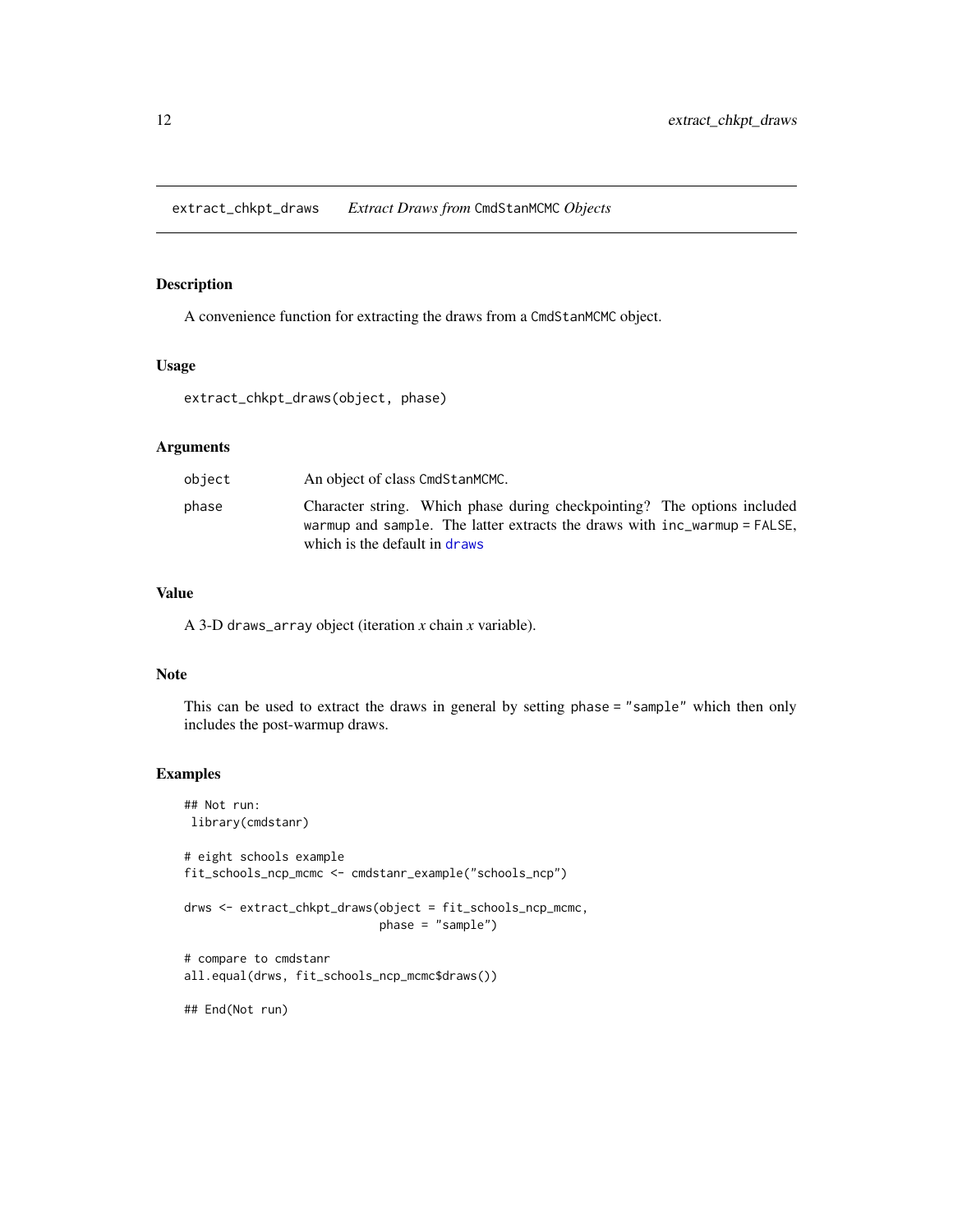extract_chkpt_draws *Extract Draws from* CmdStanMCMC *Objects*

## Description

A convenience function for extracting the draws from a CmdStanMCMC object.

## Usage

```
extract_chkpt_draws(object, phase)
```

## Arguments

| | |
|---|---|
| object | An object of class CmdStanMCMC. |
| phase | Character string. Which phase during checkpointing? The options included warmup and sample. The latter extracts the draws with inc_warmup = FALSE, which is the default in draws |

## Value

A 3-D draws_array object (iteration *x* chain *x* variable).

## Note

This can be used to extract the draws in general by setting phase = "sample" which then only includes the post-warmup draws.

## Examples

```
## Not run:
 library(cmdstanr)

# eight schools example
fit_schools_ncp_mcmc <- cmdstanr_example("schools_ncp")

drws <- extract_chkpt_draws(object = fit_schools_ncp_mcmc,
                            phase = "sample")

# compare to cmdstanr
all.equal(drws, fit_schools_ncp_mcmc$draws())

## End(Not run)
```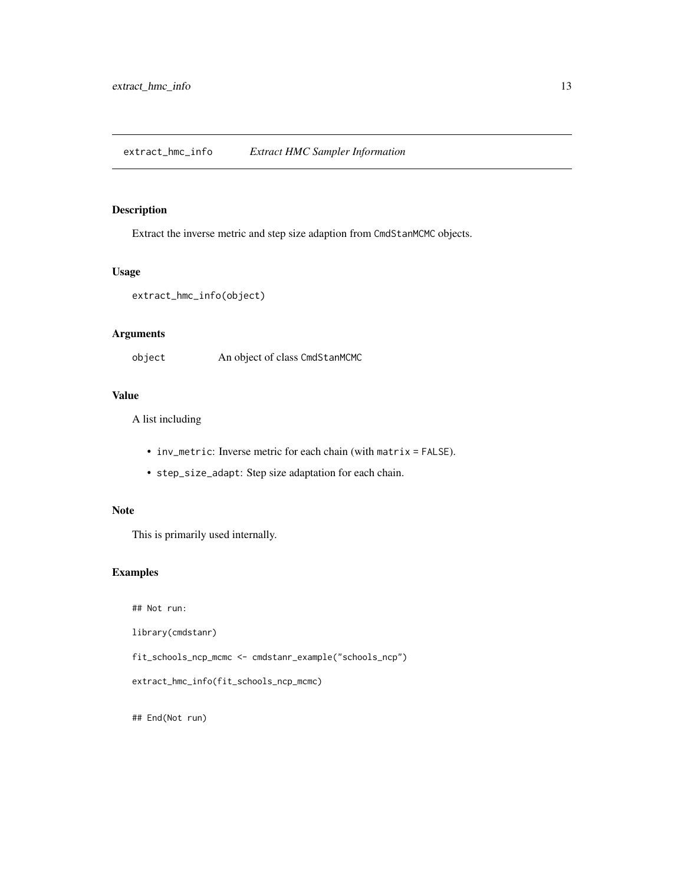## extract_hmc_info *Extract HMC Sampler Information*

### Description

Extract the inverse metric and step size adaption from CmdStanMCMC objects.

### Usage

```
extract_hmc_info(object)
```

### Arguments

| | |
|---|---|
| object | An object of class CmdStanMCMC |

### Value

A list including

- inv_metric: Inverse metric for each chain (with matrix = FALSE).
- step_size_adapt: Step size adaptation for each chain.

### Note

This is primarily used internally.

### Examples

```
## Not run:

library(cmdstanr)

fit_schools_ncp_mcmc <- cmdstanr_example("schools_ncp")

extract_hmc_info(fit_schools_ncp_mcmc)

## End(Not run)
```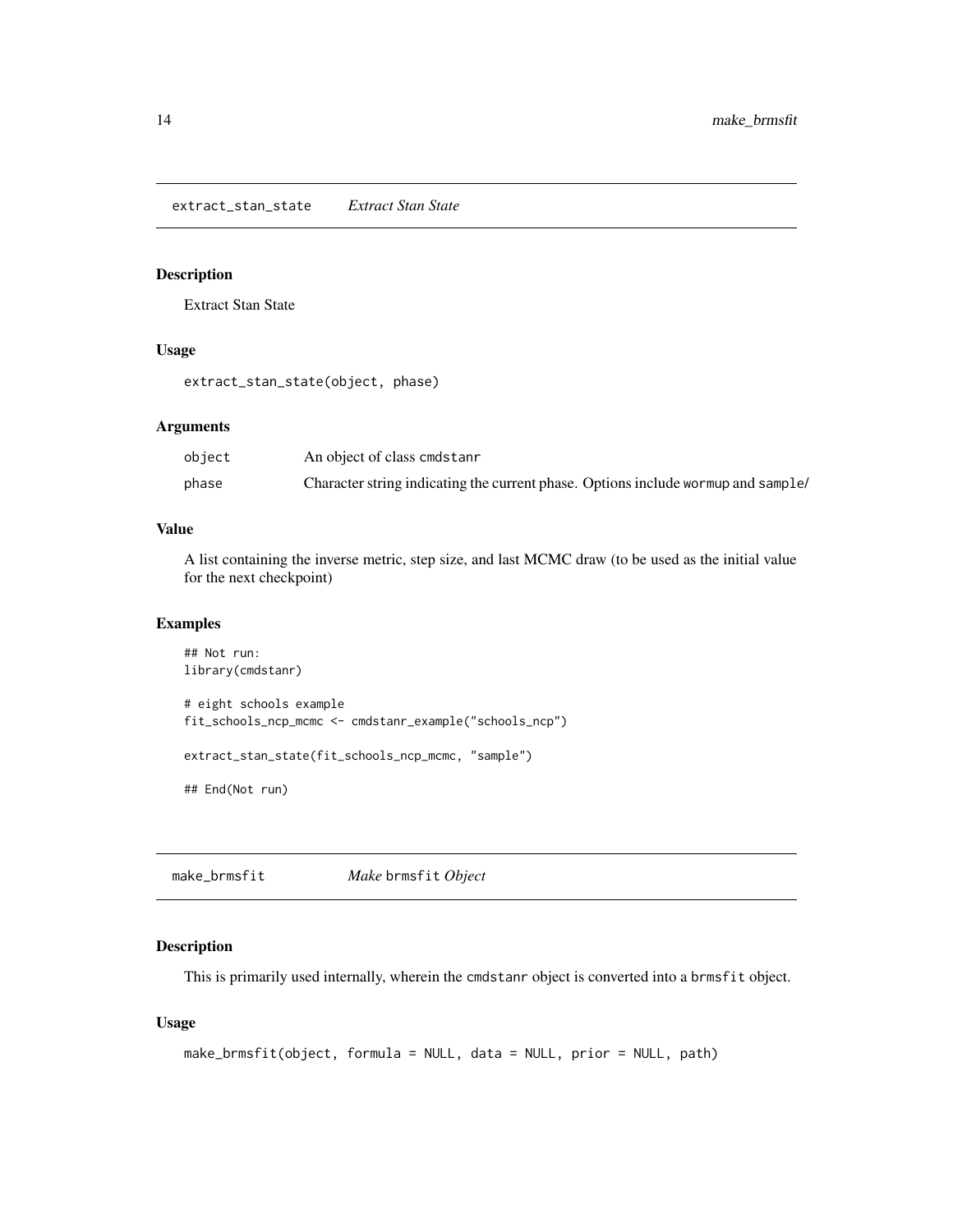## extract_stan_state *Extract Stan State*

### Description

Extract Stan State

### Usage

```
extract_stan_state(object, phase)
```

### Arguments

| | |
|---|---|
| object | An object of class cmdstanr |
| phase | Character string indicating the current phase. Options include wormup and sample/ |

### Value

A list containing the inverse metric, step size, and last MCMC draw (to be used as the initial value for the next checkpoint)

### Examples

```
## Not run:
library(cmdstanr)

# eight schools example
fit_schools_ncp_mcmc <- cmdstanr_example("schools_ncp")

extract_stan_state(fit_schools_ncp_mcmc, "sample")

## End(Not run)
```

## make_brmsfit *Make* brmsfit *Object*

### Description

This is primarily used internally, wherein the cmdstanr object is converted into a brmsfit object.

### Usage

```
make_brmsfit(object, formula = NULL, data = NULL, prior = NULL, path)
```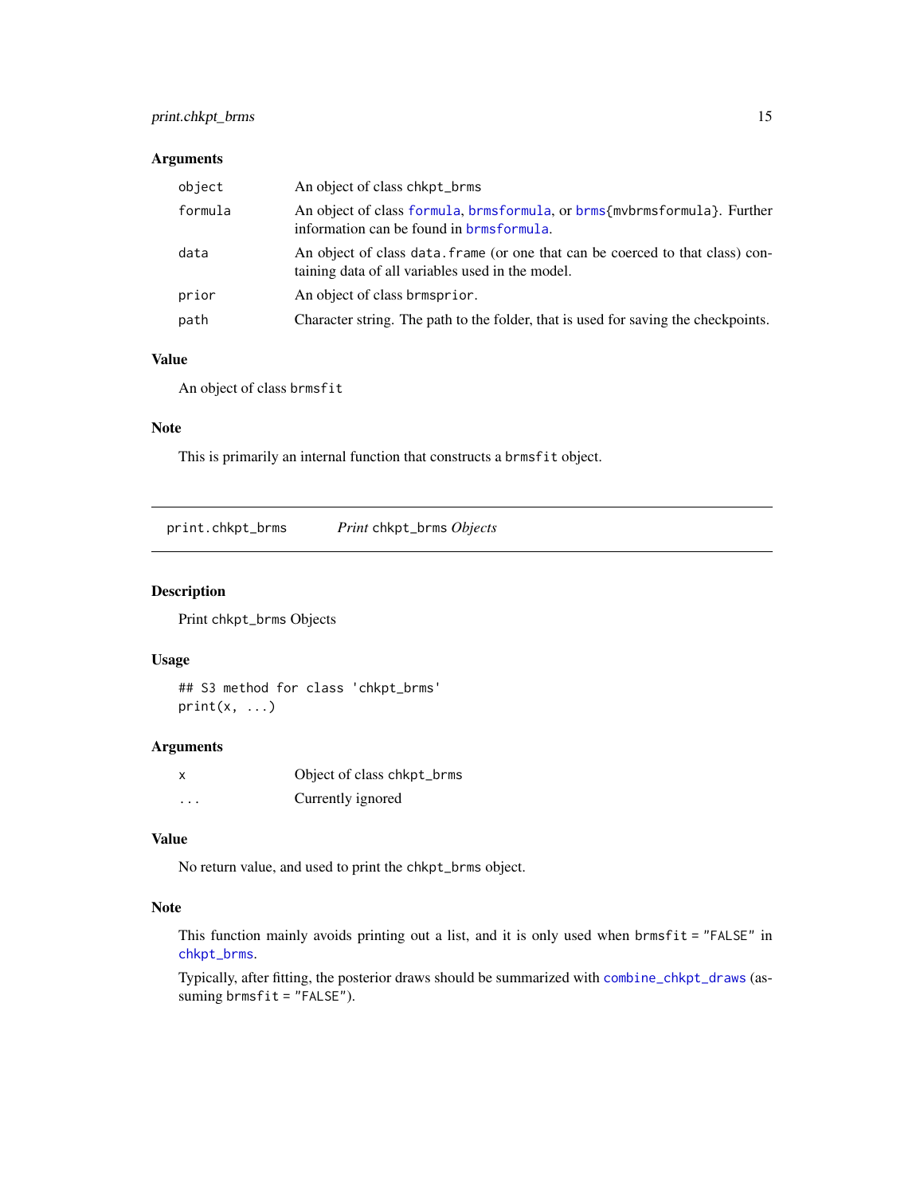## Arguments

| | |
|---|---|
| object | An object of class chkpt_brms |
| formula | An object of class formula, brmsformula, or brms{mvbrmsformula}. Further information can be found in brmsformula. |
| data | An object of class data.frame (or one that can be coerced to that class) containing data of all variables used in the model. |
| prior | An object of class brmsprior. |
| path | Character string. The path to the folder, that is used for saving the checkpoints. |

## Value

An object of class brmsfit

## Note

This is primarily an internal function that constructs a brmsfit object.

---

print.chkpt_brms &nbsp;&nbsp;&nbsp; *Print* chkpt_brms *Objects*

---

## Description

Print chkpt_brms Objects

## Usage

```
## S3 method for class 'chkpt_brms'
print(x, ...)
```

## Arguments

| | |
|---|---|
| x | Object of class chkpt_brms |
| ... | Currently ignored |

## Value

No return value, and used to print the chkpt_brms object.

## Note

This function mainly avoids printing out a list, and it is only used when brmsfit = "FALSE" in chkpt_brms.

Typically, after fitting, the posterior draws should be summarized with combine_chkpt_draws (assuming brmsfit = "FALSE").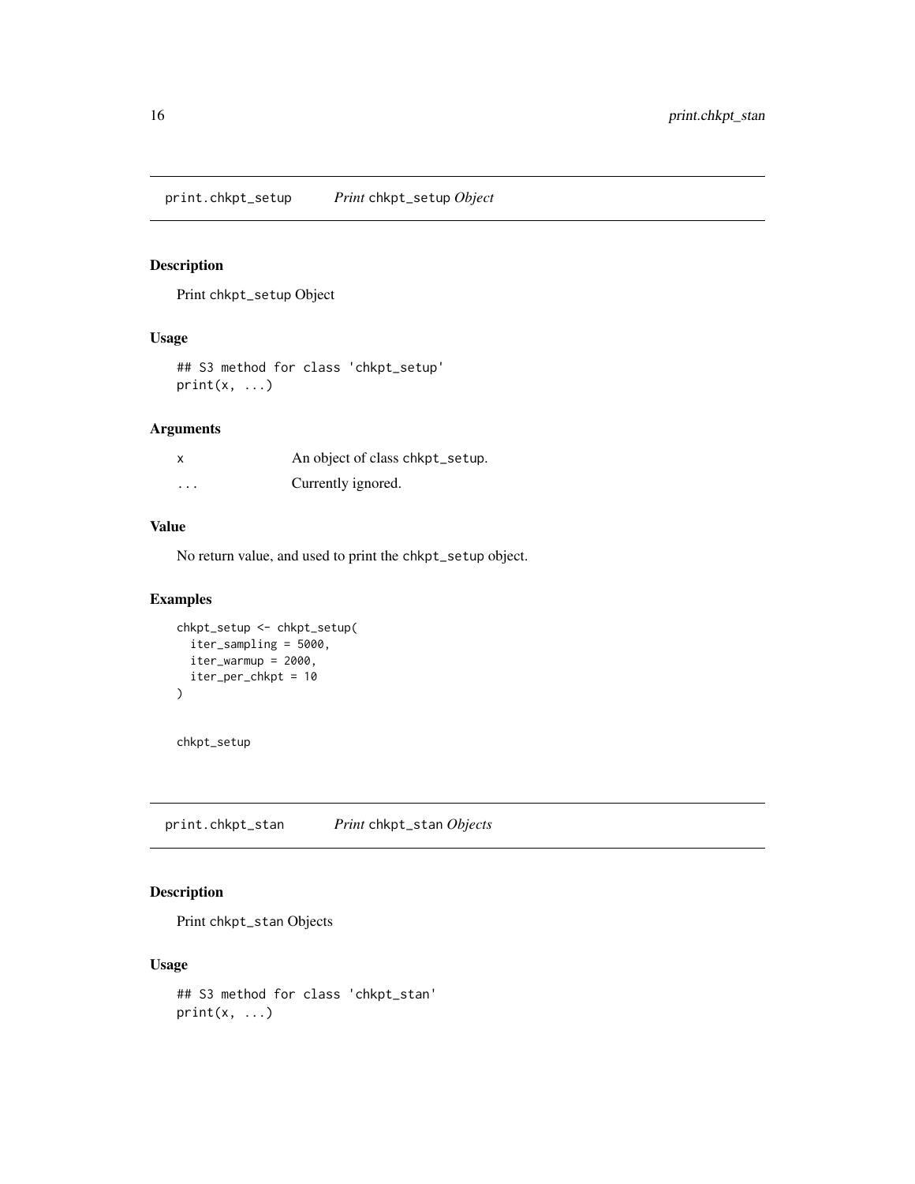## print.chkpt_setup *Print* chkpt_setup *Object*

### Description

Print chkpt_setup Object

### Usage

```
## S3 method for class 'chkpt_setup'
print(x, ...)
```

### Arguments

| | |
|---|---|
| x | An object of class chkpt_setup. |
| ... | Currently ignored. |

### Value

No return value, and used to print the chkpt_setup object.

### Examples

```
chkpt_setup <- chkpt_setup(
  iter_sampling = 5000,
  iter_warmup = 2000,
  iter_per_chkpt = 10
)


chkpt_setup
```

## print.chkpt_stan *Print* chkpt_stan *Objects*

### Description

Print chkpt_stan Objects

### Usage

```
## S3 method for class 'chkpt_stan'
print(x, ...)
```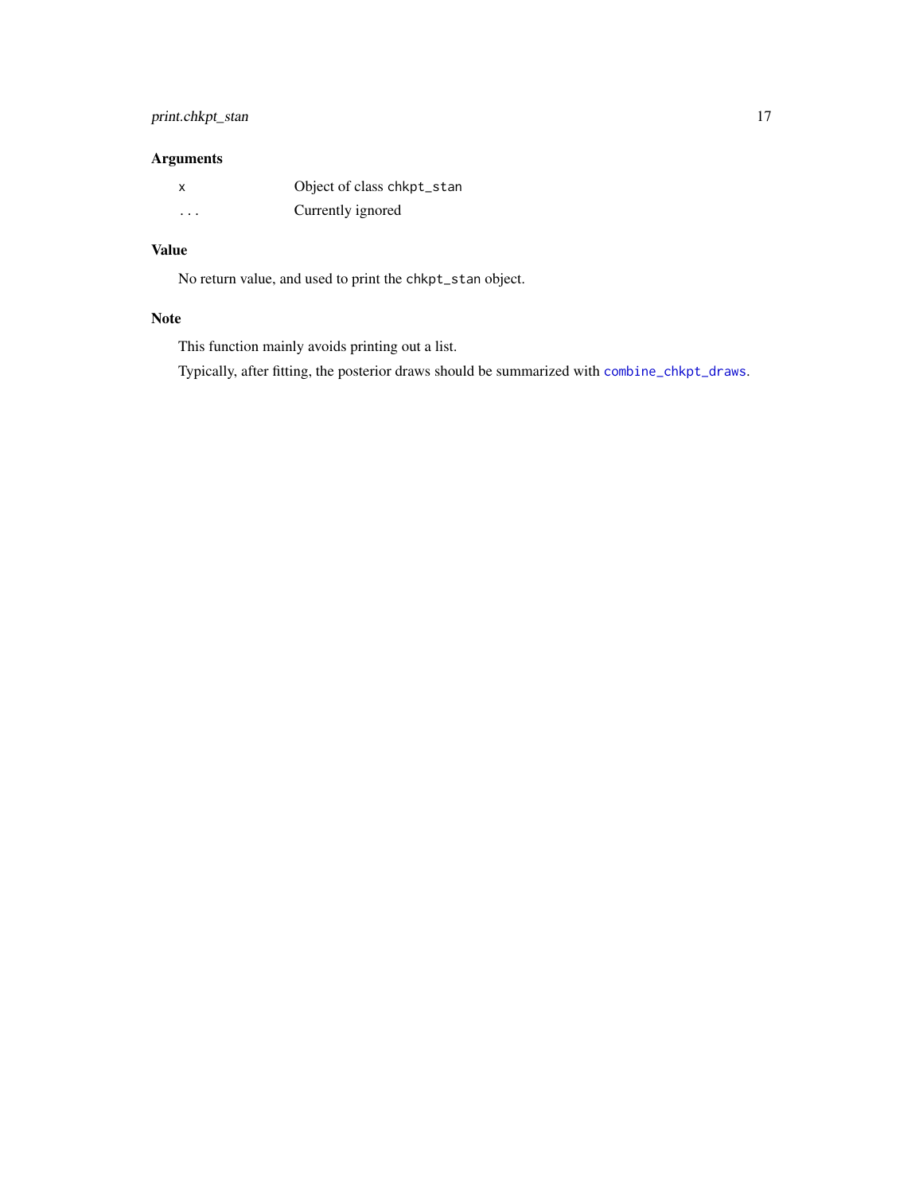## Arguments

| | |
|---|---|
| x | Object of class chkpt_stan |
| ... | Currently ignored |

## Value

No return value, and used to print the chkpt_stan object.

## Note

This function mainly avoids printing out a list.

Typically, after fitting, the posterior draws should be summarized with combine_chkpt_draws.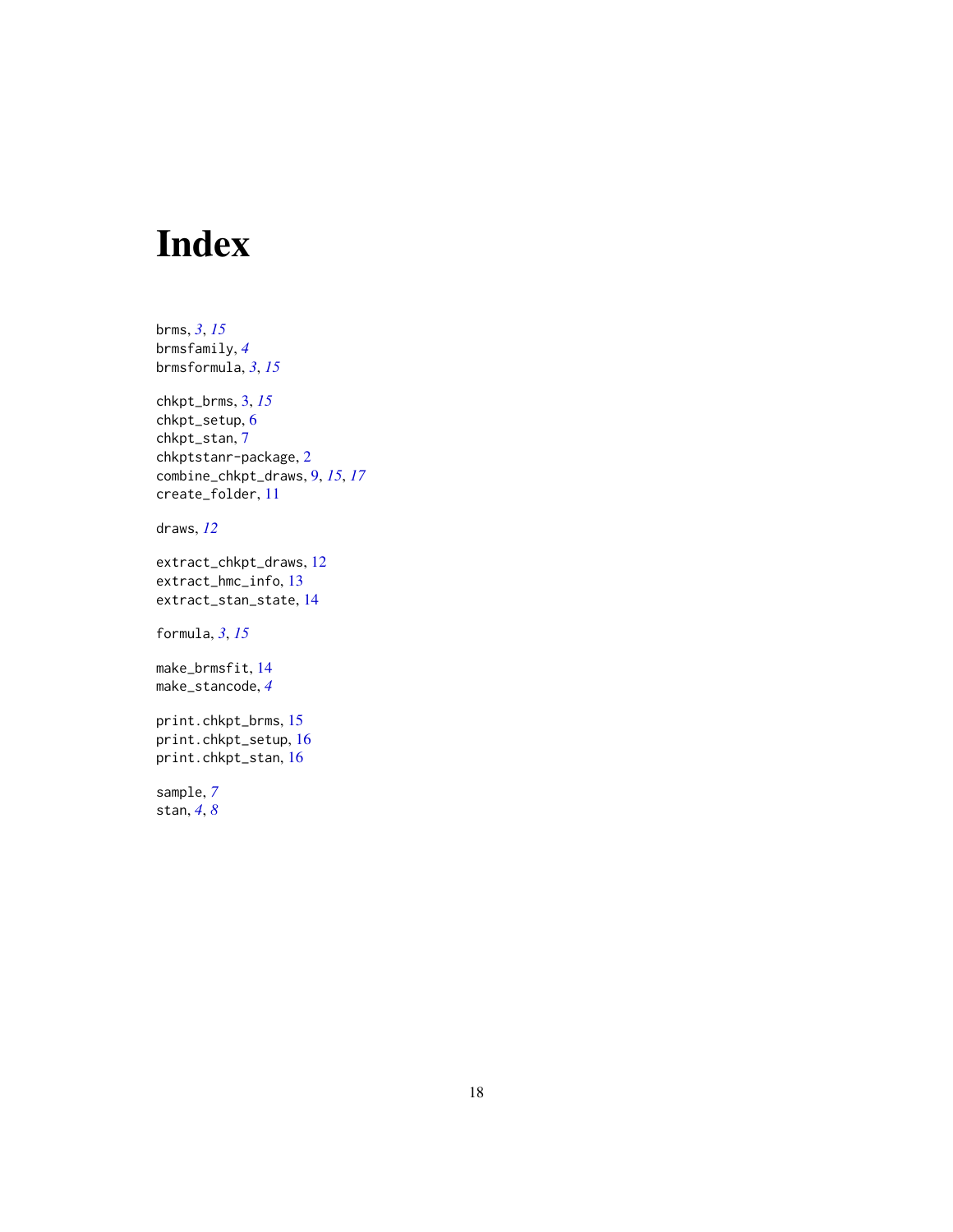# Index

brms, *3*, *15*
brmsfamily, *4*
brmsformula, *3*, *15*

chkpt_brms, 3, *15*
chkpt_setup, 6
chkpt_stan, 7
chkptstanr-package, 2
combine_chkpt_draws, 9, *15*, *17*
create_folder, 11

draws, *12*

extract_chkpt_draws, 12
extract_hmc_info, 13
extract_stan_state, 14

formula, *3*, *15*

make_brmsfit, 14
make_stancode, *4*

print.chkpt_brms, 15
print.chkpt_setup, 16
print.chkpt_stan, 16

sample, *7*
stan, *4*, *8*